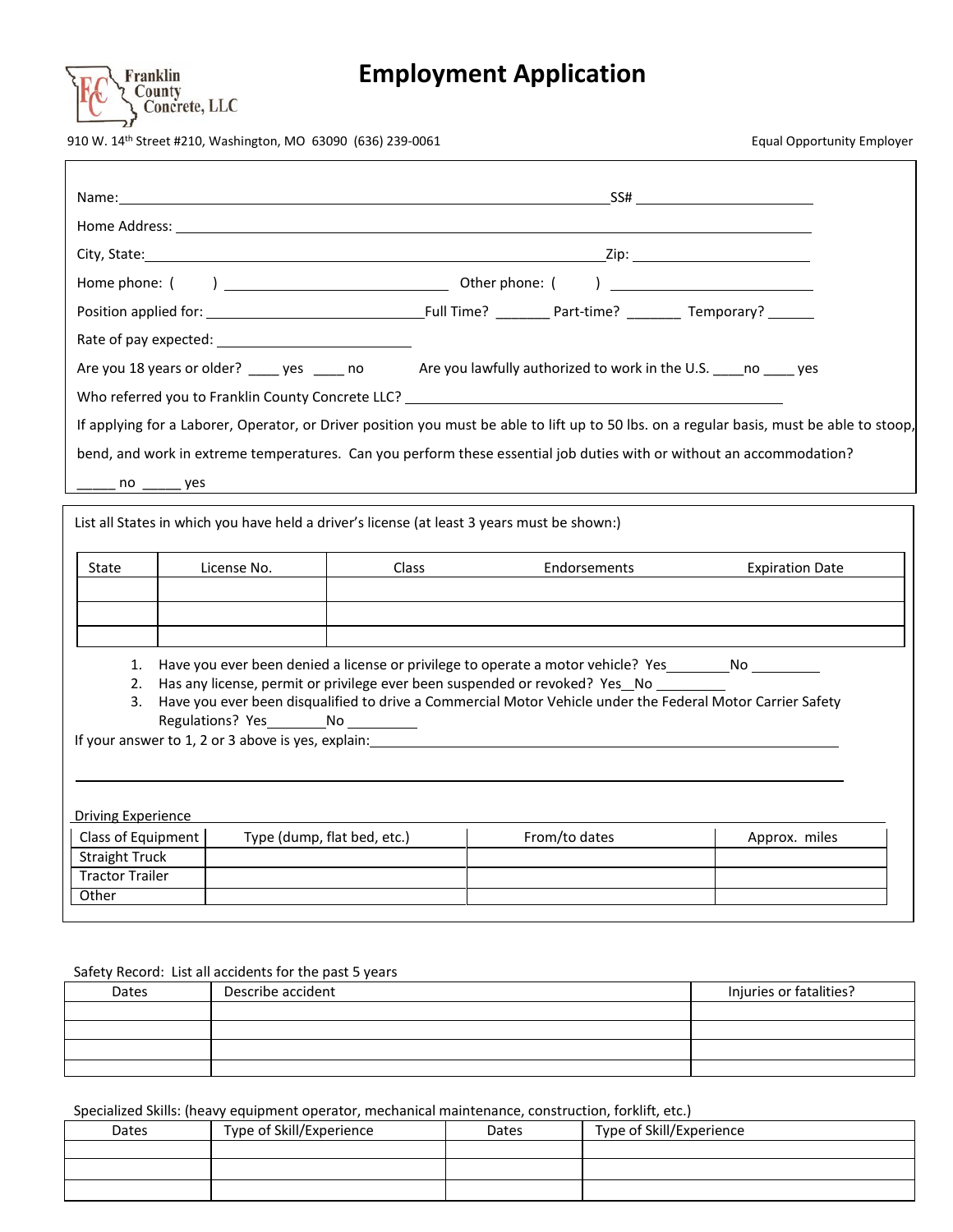Franklin County Concrete, LLC

# Employment Application

910 W. 14th Street #210, Washington, MO 63090 (636) 239-0061

Equal Opportunity Employer

Name:_______________________________________________SS# ____________________

Home Address: ____________________________________________________________

City, State:_______________________________________________Zip: _________________

Home phone: ( ) ______________________ Other phone: ( ) ______________________

Position applied for: ______________________Full Time? _______ Part-time? _______ Temporary? ______

Rate of pay expected: ______________________

Are you 18 years or older? ____ yes ____ no Are you lawfully authorized to work in the U.S. ____no ____ yes

Who referred you to Franklin County Concrete LLC? ________________________________________

If applying for a Laborer, Operator, or Driver position you must be able to lift up to 50 lbs. on a regular basis, must be able to stoop, bend, and work in extreme temperatures. Can you perform these essential job duties with or without an accommodation?

_____ no _____ yes

List all States in which you have held a driver's license (at least 3 years must be shown:)

| State | License No. | Class | Endorsements | Expiration Date |
|---|---|---|---|---|
| | | | | |
| | | | | |
| | | | | |

1. Have you ever been denied a license or privilege to operate a motor vehicle? Yes________No _________
2. Has any license, permit or privilege ever been suspended or revoked? Yes__No _________
3. Have you ever been disqualified to drive a Commercial Motor Vehicle under the Federal Motor Carrier Safety Regulations? Yes________No _________

If your answer to 1, 2 or 3 above is yes, explain:_____________________________________________

_____________________________________________________________________________

Driving Experience

| Class of Equipment | Type (dump, flat bed, etc.) | From/to dates | Approx. miles |
|---|---|---|---|
| Straight Truck | | | |
| Tractor Trailer | | | |
| Other | | | |

Safety Record: List all accidents for the past 5 years

| Dates | Describe accident | Injuries or fatalities? |
|---|---|---|
| | | |
| | | |
| | | |
| | | |

Specialized Skills: (heavy equipment operator, mechanical maintenance, construction, forklift, etc.)

| Dates | Type of Skill/Experience | Dates | Type of Skill/Experience |
|---|---|---|---|
| | | | |
| | | | |
| | | | |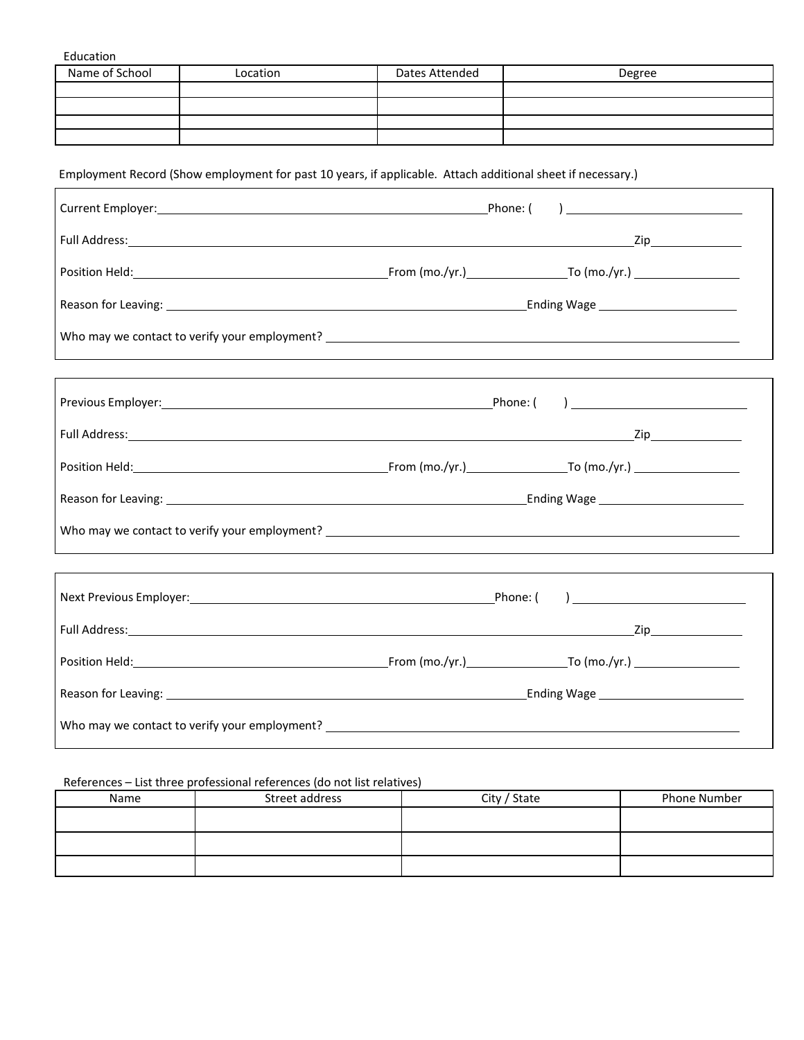Education

| Name of School | Location | Dates Attended | Degree |
|---|---|---|---|
| | | | |
| | | | |
| | | | |
| | | | |

Employment Record (Show employment for past 10 years, if applicable. Attach additional sheet if necessary.)

Current Employer:________________________________________ Phone: (     ) ______________________

Full Address:______________________________________________________________ Zip____________

Position Held:______________________________ From (mo./yr.)____________ To (mo./yr.) ____________

Reason for Leaving: ____________________________________________ Ending Wage ________________

Who may we contact to verify your employment? ____________________________________________________

Previous Employer:________________________________________ Phone: (     ) ______________________

Full Address:______________________________________________________________ Zip____________

Position Held:______________________________ From (mo./yr.)____________ To (mo./yr.) ____________

Reason for Leaving: ____________________________________________ Ending Wage ________________

Who may we contact to verify your employment? ____________________________________________________

Next Previous Employer:____________________________________ Phone: (     ) ______________________

Full Address:______________________________________________________________ Zip____________

Position Held:______________________________ From (mo./yr.)____________ To (mo./yr.) ____________

Reason for Leaving: ____________________________________________ Ending Wage ________________

Who may we contact to verify your employment? ____________________________________________________

References – List three professional references (do not list relatives)

| Name | Street address | City / State | Phone Number |
|---|---|---|---|
| | | | |
| | | | |
| | | | |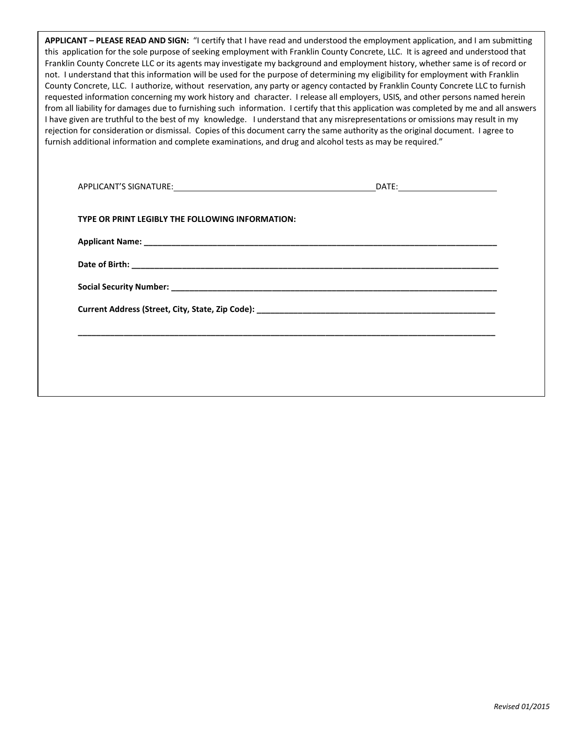**APPLICANT – PLEASE READ AND SIGN:** "I certify that I have read and understood the employment application, and I am submitting this application for the sole purpose of seeking employment with Franklin County Concrete, LLC. It is agreed and understood that Franklin County Concrete LLC or its agents may investigate my background and employment history, whether same is of record or not. I understand that this information will be used for the purpose of determining my eligibility for employment with Franklin County Concrete, LLC. I authorize, without reservation, any party or agency contacted by Franklin County Concrete LLC to furnish requested information concerning my work history and character. I release all employers, USIS, and other persons named herein from all liability for damages due to furnishing such information. I certify that this application was completed by me and all answers I have given are truthful to the best of my knowledge. I understand that any misrepresentations or omissions may result in my rejection for consideration or dismissal. Copies of this document carry the same authority as the original document. I agree to furnish additional information and complete examinations, and drug and alcohol tests as may be required."

APPLICANT'S SIGNATURE:_______________________________________ DATE:____________________

**TYPE OR PRINT LEGIBLY THE FOLLOWING INFORMATION:**

**Applicant Name: ___________________________________________________________________________**

**Date of Birth: _____________________________________________________________________________**

**Social Security Number: ____________________________________________________________________**

**Current Address (Street, City, State, Zip Code): _________________________________________________**

**___________________________________________________________________________________________**

*Revised 01/2015*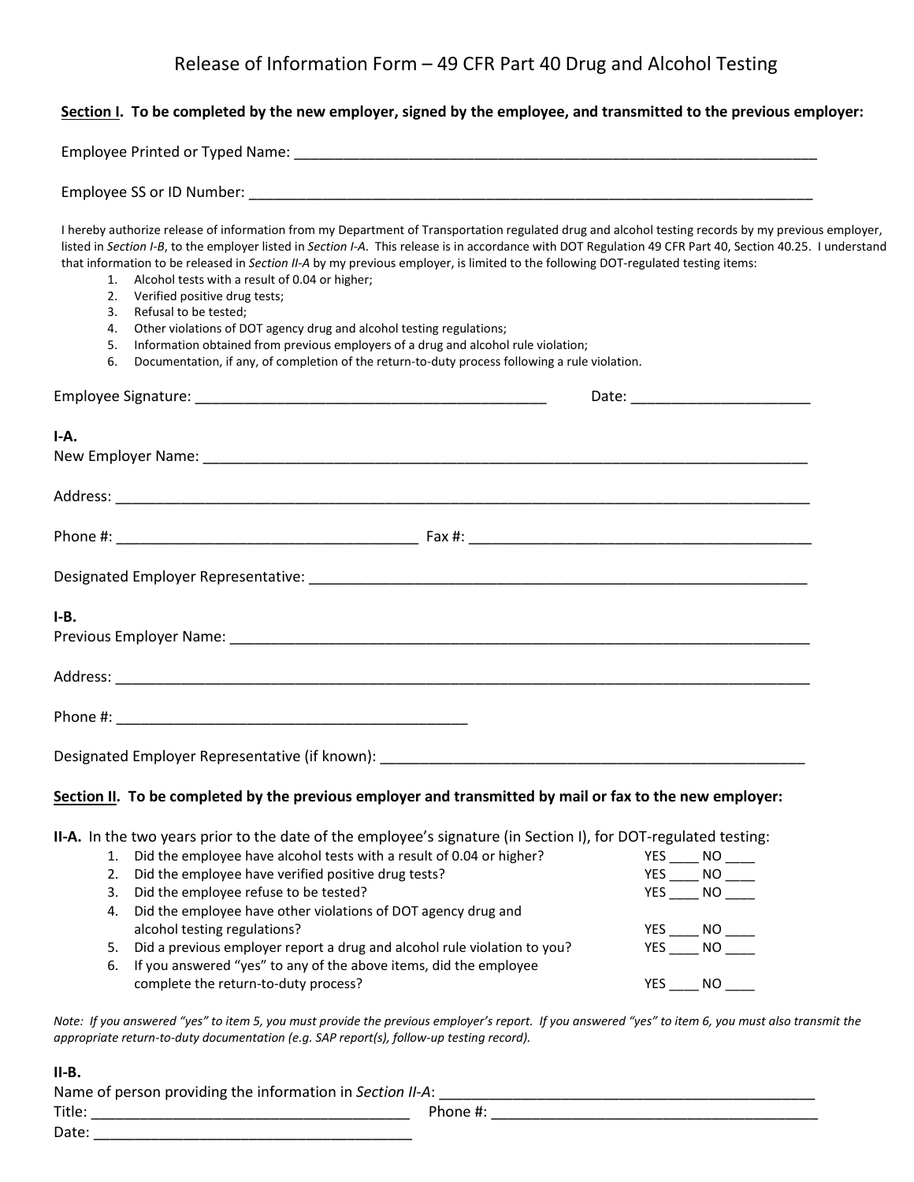# Release of Information Form – 49 CFR Part 40 Drug and Alcohol Testing

**Section I. To be completed by the new employer, signed by the employee, and transmitted to the previous employer:**

Employee Printed or Typed Name: ___________________________________________________________________

Employee SS or ID Number: ________________________________________________________________________

I hereby authorize release of information from my Department of Transportation regulated drug and alcohol testing records by my previous employer, listed in *Section I-B*, to the employer listed in *Section I-A*. This release is in accordance with DOT Regulation 49 CFR Part 40, Section 40.25. I understand that information to be released in *Section II-A* by my previous employer, is limited to the following DOT-regulated testing items:

1. Alcohol tests with a result of 0.04 or higher;
2. Verified positive drug tests;
3. Refusal to be tested;
4. Other violations of DOT agency drug and alcohol testing regulations;
5. Information obtained from previous employers of a drug and alcohol rule violation;
6. Documentation, if any, of completion of the return-to-duty process following a rule violation.

Employee Signature: ____________________________________________ Date: _____________________

**I-A.**

New Employer Name: ___________________________________________________________________________

Address: _______________________________________________________________________________________

Phone #: _____________________________________ Fax #: ___________________________________________

Designated Employer Representative: _______________________________________________________________

**I-B.**

Previous Employer Name: ________________________________________________________________________

Address: _______________________________________________________________________________________

Phone #: ____________________________________________

Designated Employer Representative (if known): ______________________________________________________

**Section II. To be completed by the previous employer and transmitted by mail or fax to the new employer:**

**II-A.** In the two years prior to the date of the employee's signature (in Section I), for DOT-regulated testing:

1. Did the employee have alcohol tests with a result of 0.04 or higher? YES ____ NO ____
2. Did the employee have verified positive drug tests? YES ____ NO ____
3. Did the employee refuse to be tested? YES ____ NO ____
4. Did the employee have other violations of DOT agency drug and alcohol testing regulations? YES ____ NO ____
5. Did a previous employer report a drug and alcohol rule violation to you? YES ____ NO ____
6. If you answered "yes" to any of the above items, did the employee complete the return-to-duty process? YES ____ NO ____

*Note: If you answered "yes" to item 5, you must provide the previous employer's report. If you answered "yes" to item 6, you must also transmit the appropriate return-to-duty documentation (e.g. SAP report(s), follow-up testing record).*

**II-B.**

Name of person providing the information in *Section II-A*: ______________________________________________

Title: ______________________________________ Phone #: _________________________________________

Date: ______________________________________